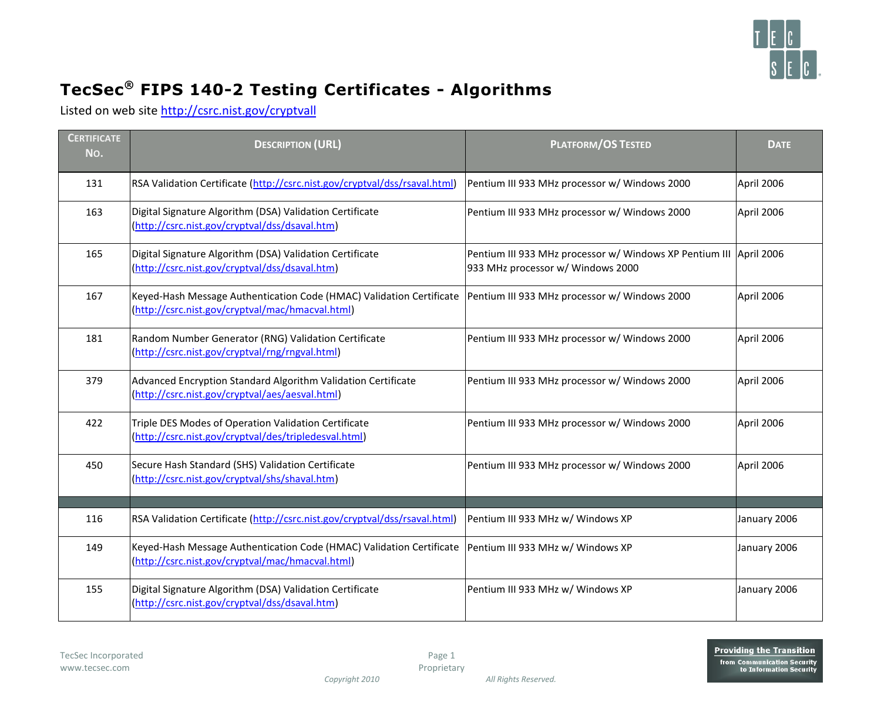# TecSec® FIPS 140-2 Testing Certificates - Algorithms

Listed on web site http://csrc.nist.gov/cryptvall

| Certificate No. | Description (URL) | Platform/OS Tested | Date |
|---|---|---|---|
| 131 | RSA Validation Certificate (http://csrc.nist.gov/cryptval/dss/rsaval.html) | Pentium III 933 MHz processor w/ Windows 2000 | April 2006 |
| 163 | Digital Signature Algorithm (DSA) Validation Certificate (http://csrc.nist.gov/cryptval/dss/dsaval.htm) | Pentium III 933 MHz processor w/ Windows 2000 | April 2006 |
| 165 | Digital Signature Algorithm (DSA) Validation Certificate (http://csrc.nist.gov/cryptval/dss/dsaval.htm) | Pentium III 933 MHz processor w/ Windows XP Pentium III 933 MHz processor w/ Windows 2000 | April 2006 |
| 167 | Keyed-Hash Message Authentication Code (HMAC) Validation Certificate (http://csrc.nist.gov/cryptval/mac/hmacval.html) | Pentium III 933 MHz processor w/ Windows 2000 | April 2006 |
| 181 | Random Number Generator (RNG) Validation Certificate (http://csrc.nist.gov/cryptval/rng/rngval.html) | Pentium III 933 MHz processor w/ Windows 2000 | April 2006 |
| 379 | Advanced Encryption Standard Algorithm Validation Certificate (http://csrc.nist.gov/cryptval/aes/aesval.html) | Pentium III 933 MHz processor w/ Windows 2000 | April 2006 |
| 422 | Triple DES Modes of Operation Validation Certificate (http://csrc.nist.gov/cryptval/des/tripledesval.html) | Pentium III 933 MHz processor w/ Windows 2000 | April 2006 |
| 450 | Secure Hash Standard (SHS) Validation Certificate (http://csrc.nist.gov/cryptval/shs/shaval.htm) | Pentium III 933 MHz processor w/ Windows 2000 | April 2006 |
| | | | |
| 116 | RSA Validation Certificate (http://csrc.nist.gov/cryptval/dss/rsaval.html) | Pentium III 933 MHz w/ Windows XP | January 2006 |
| 149 | Keyed-Hash Message Authentication Code (HMAC) Validation Certificate (http://csrc.nist.gov/cryptval/mac/hmacval.html) | Pentium III 933 MHz w/ Windows XP | January 2006 |
| 155 | Digital Signature Algorithm (DSA) Validation Certificate (http://csrc.nist.gov/cryptval/dss/dsaval.htm) | Pentium III 933 MHz w/ Windows XP | January 2006 |

TecSec Incorporated
www.tecsec.com

Proprietary

*Copyright 2010* *All Rights Reserved.*

**Providing the Transition** from Communication Security to Information Security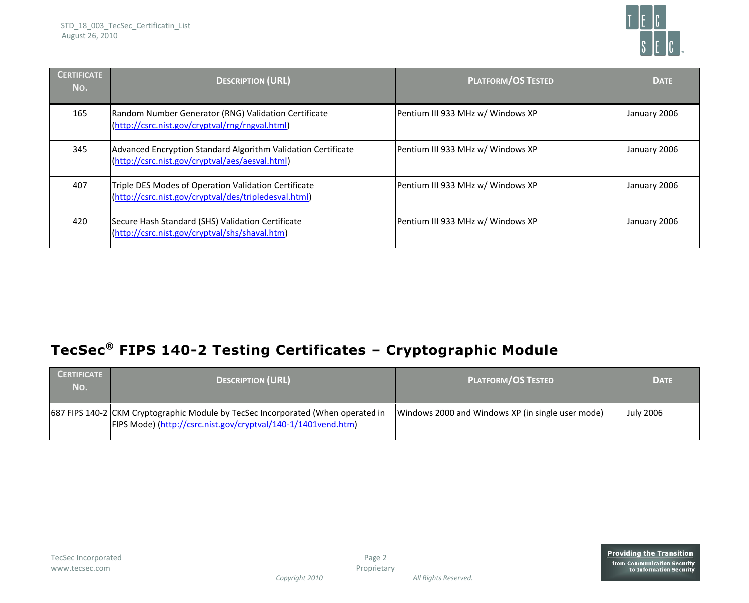| Certificate No. | Description (URL) | Platform/OS Tested | Date |
|---|---|---|---|
| 165 | Random Number Generator (RNG) Validation Certificate (http://csrc.nist.gov/cryptval/rng/rngval.html) | Pentium III 933 MHz w/ Windows XP | January 2006 |
| 345 | Advanced Encryption Standard Algorithm Validation Certificate (http://csrc.nist.gov/cryptval/aes/aesval.html) | Pentium III 933 MHz w/ Windows XP | January 2006 |
| 407 | Triple DES Modes of Operation Validation Certificate (http://csrc.nist.gov/cryptval/des/tripledesval.html) | Pentium III 933 MHz w/ Windows XP | January 2006 |
| 420 | Secure Hash Standard (SHS) Validation Certificate (http://csrc.nist.gov/cryptval/shs/shaval.htm) | Pentium III 933 MHz w/ Windows XP | January 2006 |

## TecSec® FIPS 140-2 Testing Certificates – Cryptographic Module

| Certificate No. | Description (URL) | Platform/OS Tested | Date |
|---|---|---|---|
| 687 FIPS 140-2 | CKM Cryptographic Module by TecSec Incorporated (When operated in FIPS Mode) (http://csrc.nist.gov/cryptval/140-1/1401vend.htm) | Windows 2000 and Windows XP (in single user mode) | July 2006 |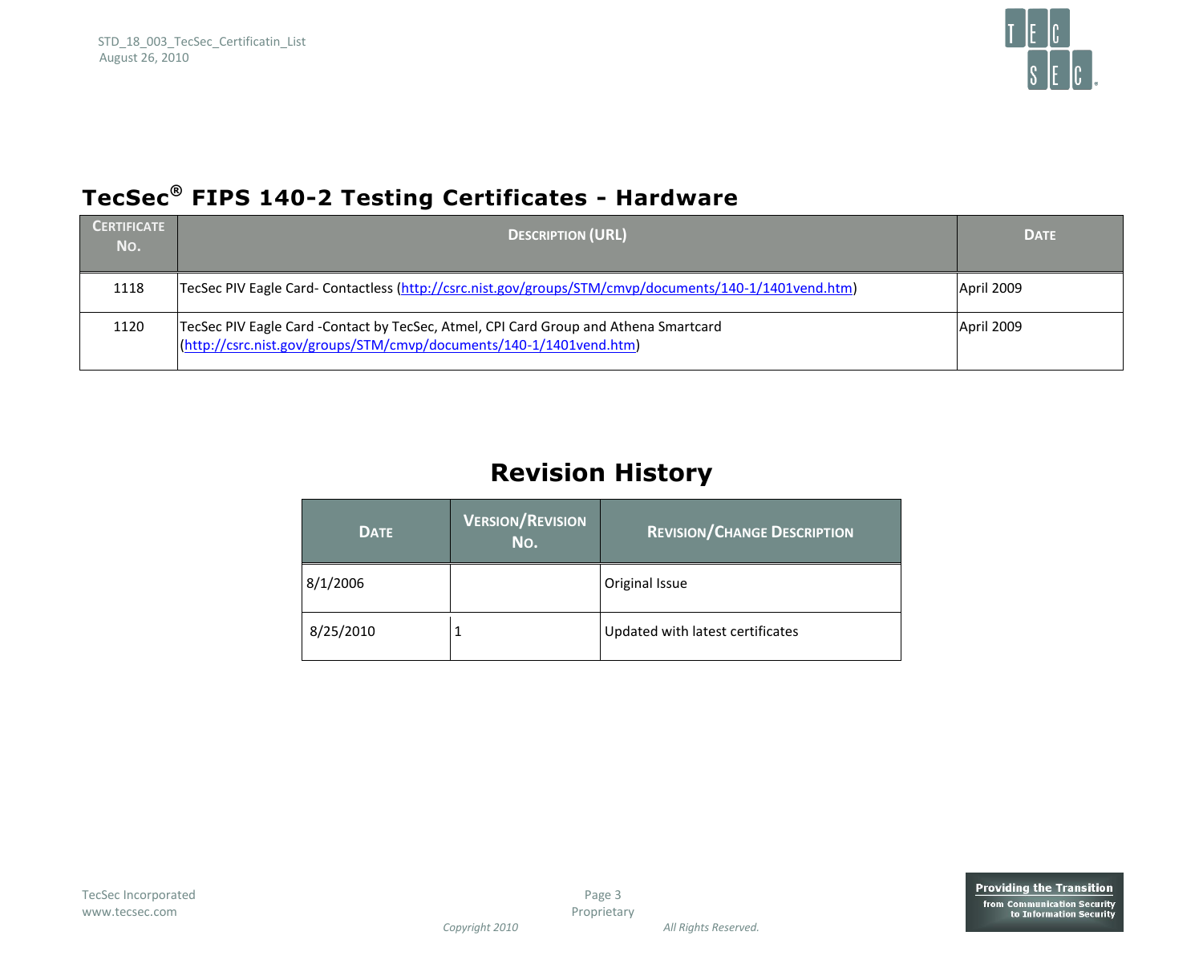## TecSec® FIPS 140-2 Testing Certificates - Hardware

| Certificate No. | Description (URL) | Date |
|---|---|---|
| 1118 | TecSec PIV Eagle Card- Contactless (http://csrc.nist.gov/groups/STM/cmvp/documents/140-1/1401vend.htm) | April 2009 |
| 1120 | TecSec PIV Eagle Card -Contact by TecSec, Atmel, CPI Card Group and Athena Smartcard (http://csrc.nist.gov/groups/STM/cmvp/documents/140-1/1401vend.htm) | April 2009 |

## Revision History

| Date | Version/Revision No. | Revision/Change Description |
|---|---|---|
| 8/1/2006 | | Original Issue |
| 8/25/2010 | 1 | Updated with latest certificates |